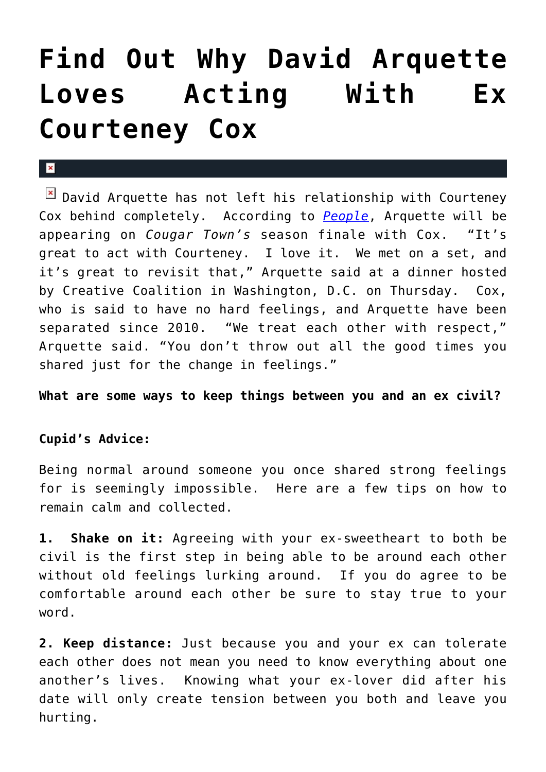# Find Out Why David Arquette Loves Acting With Ex Courteney Cox

David Arquette has not left his relationship with Courteney Cox behind completely. According to [*People*](), Arquette will be appearing on *Cougar Town's* season finale with Cox. "It's great to act with Courteney. I love it. We met on a set, and it's great to revisit that," Arquette said at a dinner hosted by Creative Coalition in Washington, D.C. on Thursday. Cox, who is said to have no hard feelings, and Arquette have been separated since 2010. "We treat each other with respect," Arquette said. "You don't throw out all the good times you shared just for the change in feelings."

**What are some ways to keep things between you and an ex civil?**

**Cupid's Advice:**

Being normal around someone you once shared strong feelings for is seemingly impossible. Here are a few tips on how to remain calm and collected.

**1. Shake on it:** Agreeing with your ex-sweetheart to both be civil is the first step in being able to be around each other without old feelings lurking around. If you do agree to be comfortable around each other be sure to stay true to your word.

**2. Keep distance:** Just because you and your ex can tolerate each other does not mean you need to know everything about one another's lives. Knowing what your ex-lover did after his date will only create tension between you both and leave you hurting.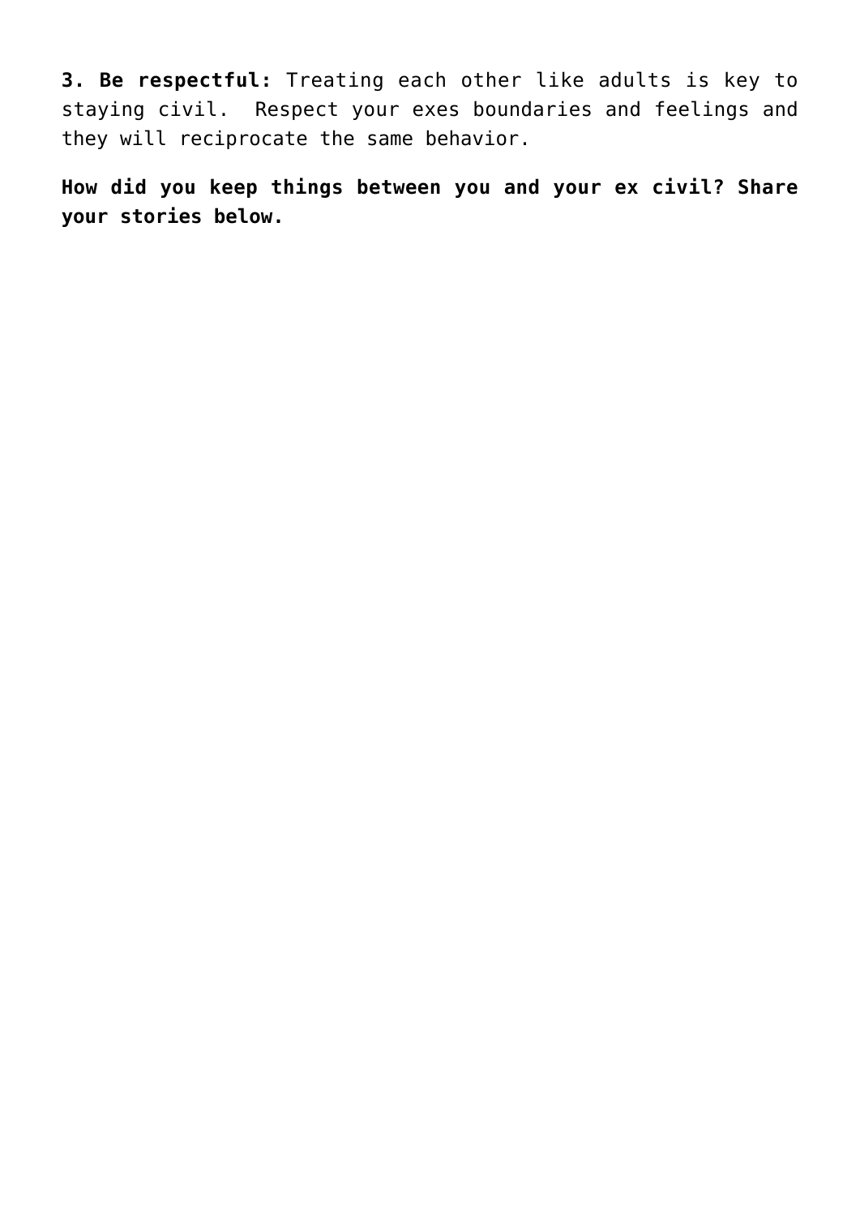**3. Be respectful:** Treating each other like adults is key to staying civil.  Respect your exes boundaries and feelings and they will reciprocate the same behavior.

**How did you keep things between you and your ex civil? Share your stories below.**